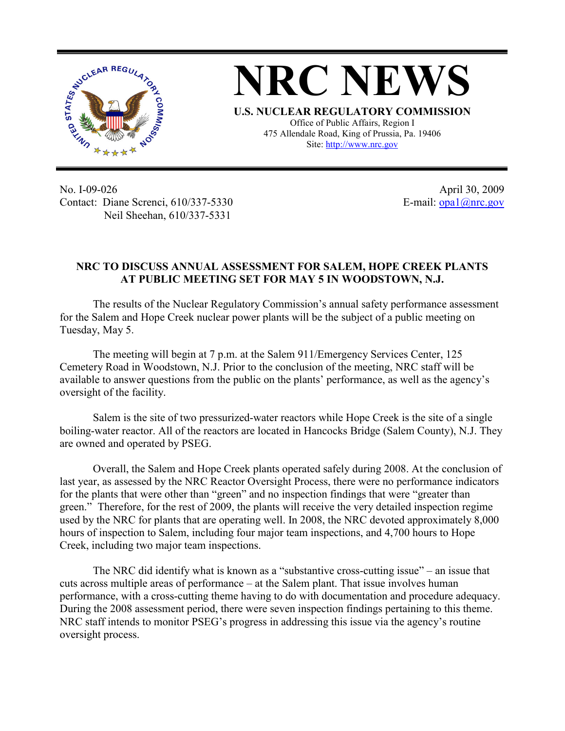# NRC NEWS

**U.S. NUCLEAR REGULATORY COMMISSION**

Office of Public Affairs, Region I
475 Allendale Road, King of Prussia, Pa. 19406
Site: http://www.nrc.gov

No. I-09-026
Contact: Diane Screnci, 610/337-5330
Neil Sheehan, 610/337-5331

April 30, 2009
E-mail: opa1@nrc.gov

## NRC TO DISCUSS ANNUAL ASSESSMENT FOR SALEM, HOPE CREEK PLANTS AT PUBLIC MEETING SET FOR MAY 5 IN WOODSTOWN, N.J.

The results of the Nuclear Regulatory Commission's annual safety performance assessment for the Salem and Hope Creek nuclear power plants will be the subject of a public meeting on Tuesday, May 5.

The meeting will begin at 7 p.m. at the Salem 911/Emergency Services Center, 125 Cemetery Road in Woodstown, N.J. Prior to the conclusion of the meeting, NRC staff will be available to answer questions from the public on the plants' performance, as well as the agency's oversight of the facility.

Salem is the site of two pressurized-water reactors while Hope Creek is the site of a single boiling-water reactor. All of the reactors are located in Hancocks Bridge (Salem County), N.J. They are owned and operated by PSEG.

Overall, the Salem and Hope Creek plants operated safely during 2008. At the conclusion of last year, as assessed by the NRC Reactor Oversight Process, there were no performance indicators for the plants that were other than "green" and no inspection findings that were "greater than green." Therefore, for the rest of 2009, the plants will receive the very detailed inspection regime used by the NRC for plants that are operating well. In 2008, the NRC devoted approximately 8,000 hours of inspection to Salem, including four major team inspections, and 4,700 hours to Hope Creek, including two major team inspections.

The NRC did identify what is known as a "substantive cross-cutting issue" – an issue that cuts across multiple areas of performance – at the Salem plant. That issue involves human performance, with a cross-cutting theme having to do with documentation and procedure adequacy. During the 2008 assessment period, there were seven inspection findings pertaining to this theme. NRC staff intends to monitor PSEG's progress in addressing this issue via the agency's routine oversight process.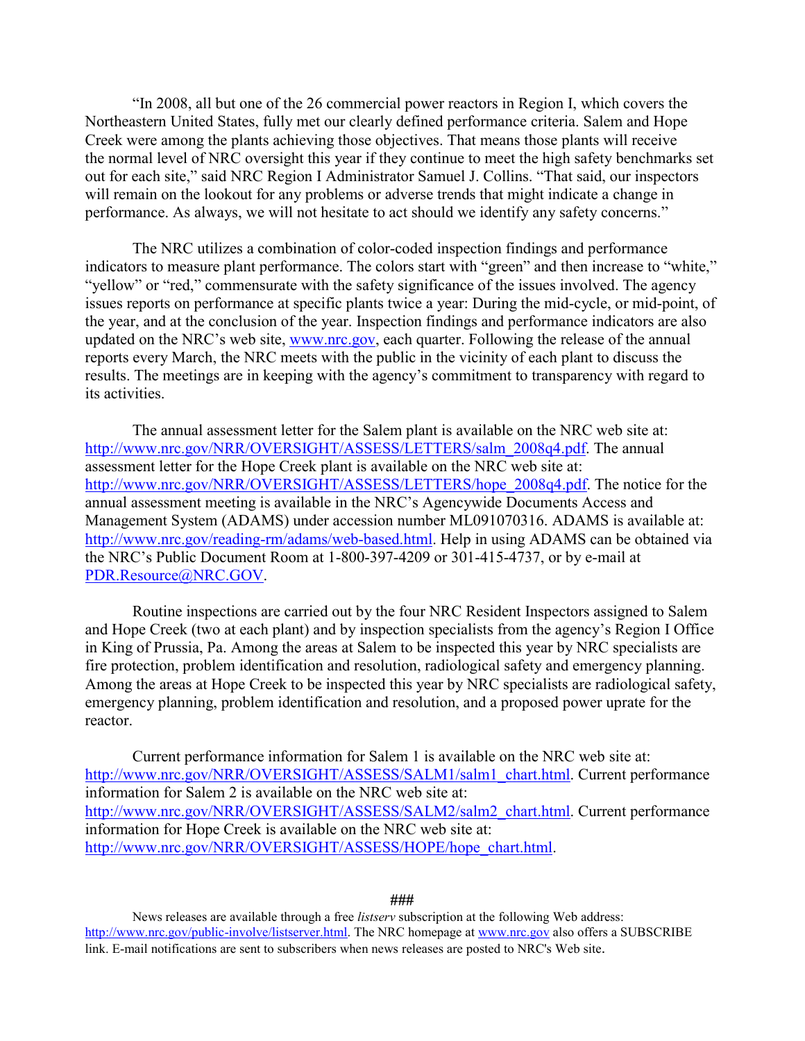"In 2008, all but one of the 26 commercial power reactors in Region I, which covers the Northeastern United States, fully met our clearly defined performance criteria. Salem and Hope Creek were among the plants achieving those objectives. That means those plants will receive the normal level of NRC oversight this year if they continue to meet the high safety benchmarks set out for each site," said NRC Region I Administrator Samuel J. Collins. "That said, our inspectors will remain on the lookout for any problems or adverse trends that might indicate a change in performance. As always, we will not hesitate to act should we identify any safety concerns."

The NRC utilizes a combination of color-coded inspection findings and performance indicators to measure plant performance. The colors start with "green" and then increase to "white," "yellow" or "red," commensurate with the safety significance of the issues involved. The agency issues reports on performance at specific plants twice a year: During the mid-cycle, or mid-point, of the year, and at the conclusion of the year. Inspection findings and performance indicators are also updated on the NRC's web site, www.nrc.gov, each quarter. Following the release of the annual reports every March, the NRC meets with the public in the vicinity of each plant to discuss the results. The meetings are in keeping with the agency's commitment to transparency with regard to its activities.

The annual assessment letter for the Salem plant is available on the NRC web site at: http://www.nrc.gov/NRR/OVERSIGHT/ASSESS/LETTERS/salm_2008q4.pdf. The annual assessment letter for the Hope Creek plant is available on the NRC web site at: http://www.nrc.gov/NRR/OVERSIGHT/ASSESS/LETTERS/hope_2008q4.pdf. The notice for the annual assessment meeting is available in the NRC's Agencywide Documents Access and Management System (ADAMS) under accession number ML091070316. ADAMS is available at: http://www.nrc.gov/reading-rm/adams/web-based.html. Help in using ADAMS can be obtained via the NRC's Public Document Room at 1-800-397-4209 or 301-415-4737, or by e-mail at PDR.Resource@NRC.GOV.

Routine inspections are carried out by the four NRC Resident Inspectors assigned to Salem and Hope Creek (two at each plant) and by inspection specialists from the agency's Region I Office in King of Prussia, Pa. Among the areas at Salem to be inspected this year by NRC specialists are fire protection, problem identification and resolution, radiological safety and emergency planning. Among the areas at Hope Creek to be inspected this year by NRC specialists are radiological safety, emergency planning, problem identification and resolution, and a proposed power uprate for the reactor.

Current performance information for Salem 1 is available on the NRC web site at: http://www.nrc.gov/NRR/OVERSIGHT/ASSESS/SALM1/salm1_chart.html. Current performance information for Salem 2 is available on the NRC web site at: http://www.nrc.gov/NRR/OVERSIGHT/ASSESS/SALM2/salm2_chart.html. Current performance information for Hope Creek is available on the NRC web site at: http://www.nrc.gov/NRR/OVERSIGHT/ASSESS/HOPE/hope_chart.html.

###

News releases are available through a free *listserv* subscription at the following Web address: http://www.nrc.gov/public-involve/listserver.html. The NRC homepage at www.nrc.gov also offers a SUBSCRIBE link. E-mail notifications are sent to subscribers when news releases are posted to NRC's Web site.